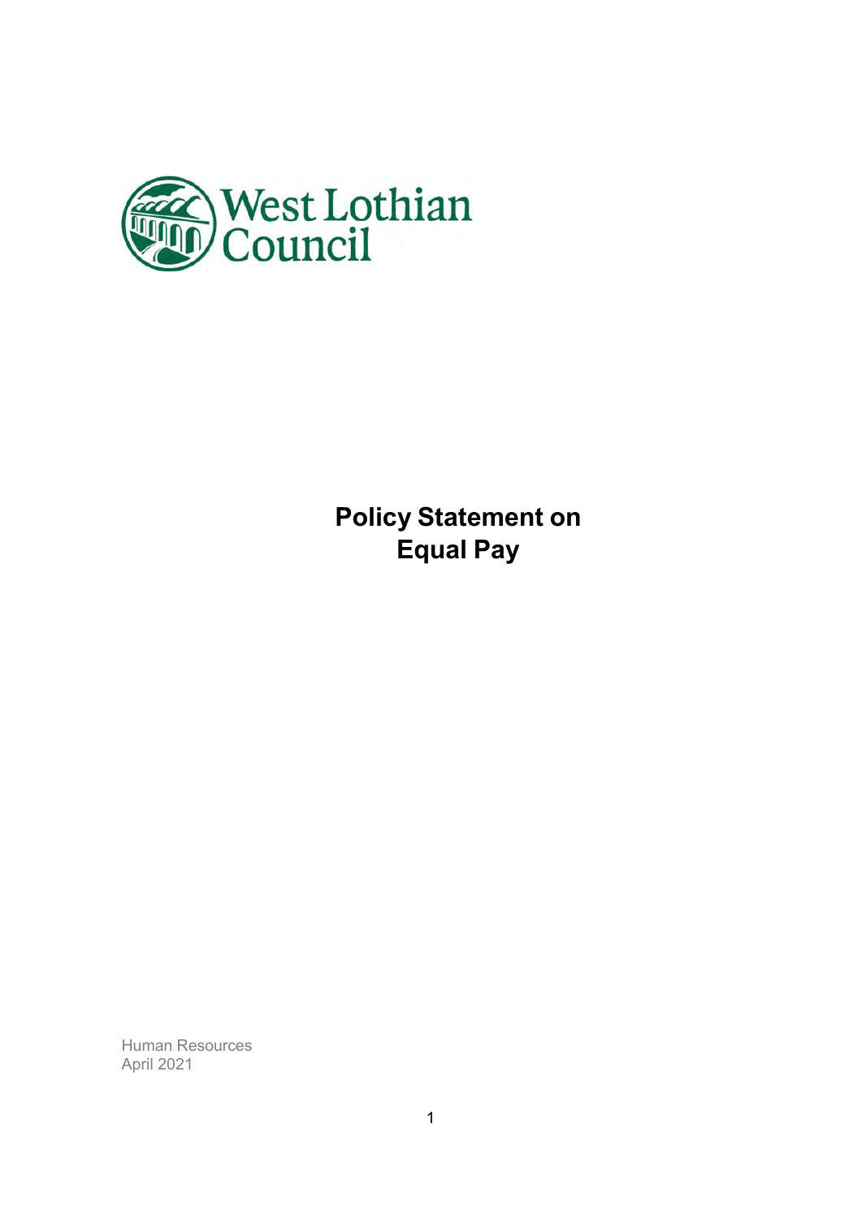West Lothian Council

# Policy Statement on Equal Pay

Human Resources
April 2021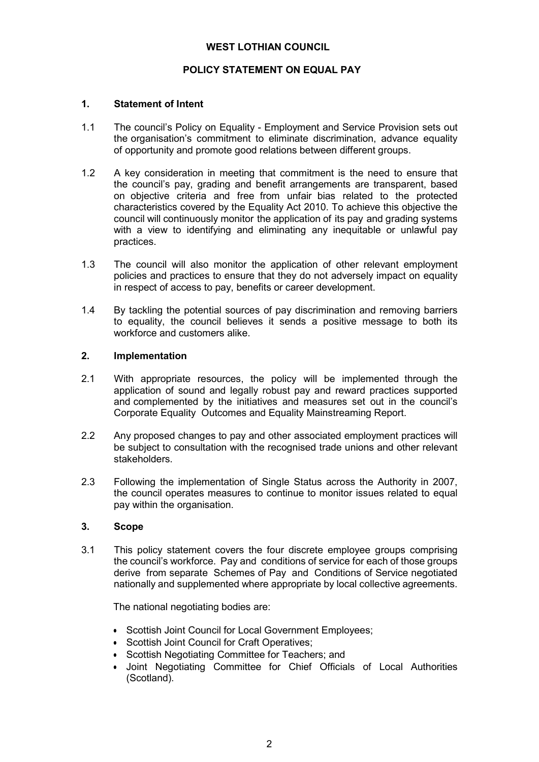**WEST LOTHIAN COUNCIL**

**POLICY STATEMENT ON EQUAL PAY**

## 1. Statement of Intent

1.1 The council's Policy on Equality - Employment and Service Provision sets out the organisation's commitment to eliminate discrimination, advance equality of opportunity and promote good relations between different groups.

1.2 A key consideration in meeting that commitment is the need to ensure that the council's pay, grading and benefit arrangements are transparent, based on objective criteria and free from unfair bias related to the protected characteristics covered by the Equality Act 2010. To achieve this objective the council will continuously monitor the application of its pay and grading systems with a view to identifying and eliminating any inequitable or unlawful pay practices.

1.3 The council will also monitor the application of other relevant employment policies and practices to ensure that they do not adversely impact on equality in respect of access to pay, benefits or career development.

1.4 By tackling the potential sources of pay discrimination and removing barriers to equality, the council believes it sends a positive message to both its workforce and customers alike.

## 2. Implementation

2.1 With appropriate resources, the policy will be implemented through the application of sound and legally robust pay and reward practices supported and complemented by the initiatives and measures set out in the council's Corporate Equality Outcomes and Equality Mainstreaming Report.

2.2 Any proposed changes to pay and other associated employment practices will be subject to consultation with the recognised trade unions and other relevant stakeholders.

2.3 Following the implementation of Single Status across the Authority in 2007, the council operates measures to continue to monitor issues related to equal pay within the organisation.

## 3. Scope

3.1 This policy statement covers the four discrete employee groups comprising the council's workforce. Pay and conditions of service for each of those groups derive from separate Schemes of Pay and Conditions of Service negotiated nationally and supplemented where appropriate by local collective agreements.

The national negotiating bodies are:

- Scottish Joint Council for Local Government Employees;
- Scottish Joint Council for Craft Operatives;
- Scottish Negotiating Committee for Teachers; and
- Joint Negotiating Committee for Chief Officials of Local Authorities (Scotland).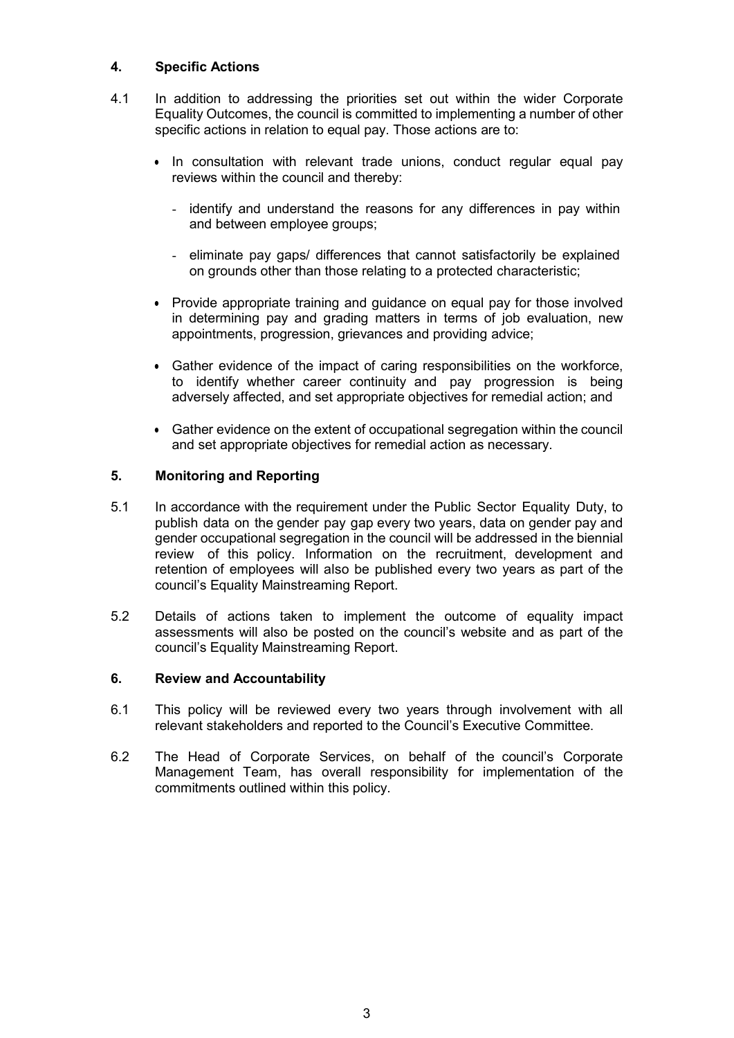## 4. Specific Actions

4.1 In addition to addressing the priorities set out within the wider Corporate Equality Outcomes, the council is committed to implementing a number of other specific actions in relation to equal pay. Those actions are to:

- In consultation with relevant trade unions, conduct regular equal pay reviews within the council and thereby:
  - identify and understand the reasons for any differences in pay within and between employee groups;
  - eliminate pay gaps/ differences that cannot satisfactorily be explained on grounds other than those relating to a protected characteristic;
- Provide appropriate training and guidance on equal pay for those involved in determining pay and grading matters in terms of job evaluation, new appointments, progression, grievances and providing advice;
- Gather evidence of the impact of caring responsibilities on the workforce, to identify whether career continuity and pay progression is being adversely affected, and set appropriate objectives for remedial action; and
- Gather evidence on the extent of occupational segregation within the council and set appropriate objectives for remedial action as necessary.

## 5. Monitoring and Reporting

5.1 In accordance with the requirement under the Public Sector Equality Duty, to publish data on the gender pay gap every two years, data on gender pay and gender occupational segregation in the council will be addressed in the biennial review of this policy. Information on the recruitment, development and retention of employees will also be published every two years as part of the council's Equality Mainstreaming Report.

5.2 Details of actions taken to implement the outcome of equality impact assessments will also be posted on the council's website and as part of the council's Equality Mainstreaming Report.

## 6. Review and Accountability

6.1 This policy will be reviewed every two years through involvement with all relevant stakeholders and reported to the Council's Executive Committee.

6.2 The Head of Corporate Services, on behalf of the council's Corporate Management Team, has overall responsibility for implementation of the commitments outlined within this policy.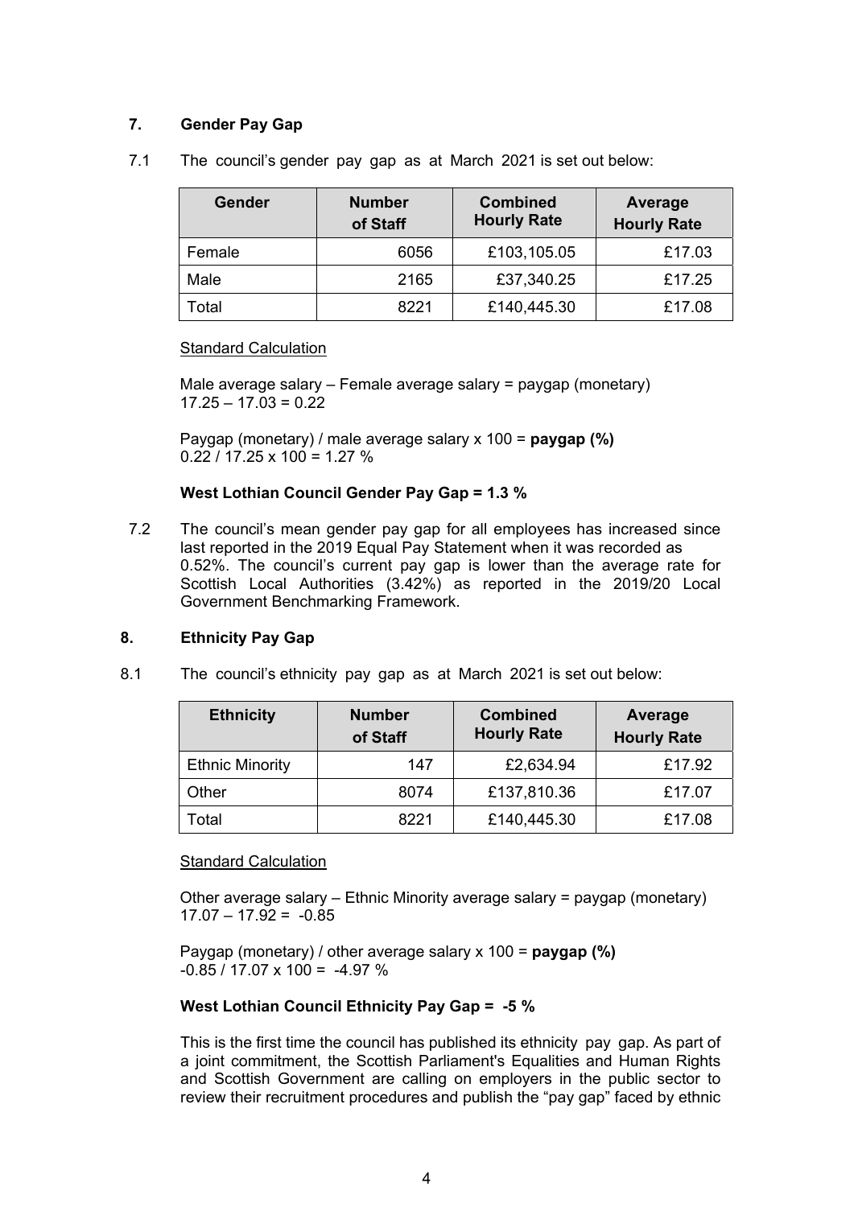## 7. Gender Pay Gap

7.1 The council's gender pay gap as at March 2021 is set out below:

| Gender | Number of Staff | Combined Hourly Rate | Average Hourly Rate |
|---|---|---|---|
| Female | 6056 | £103,105.05 | £17.03 |
| Male | 2165 | £37,340.25 | £17.25 |
| Total | 8221 | £140,445.30 | £17.08 |

Standard Calculation

Male average salary – Female average salary = paygap (monetary)
17.25 – 17.03 = 0.22

Paygap (monetary) / male average salary x 100 = **paygap (%)**
0.22 / 17.25 x 100 = 1.27 %

**West Lothian Council Gender Pay Gap = 1.3 %**

7.2 The council's mean gender pay gap for all employees has increased since last reported in the 2019 Equal Pay Statement when it was recorded as 0.52%. The council's current pay gap is lower than the average rate for Scottish Local Authorities (3.42%) as reported in the 2019/20 Local Government Benchmarking Framework.

## 8. Ethnicity Pay Gap

8.1 The council's ethnicity pay gap as at March 2021 is set out below:

| Ethnicity | Number of Staff | Combined Hourly Rate | Average Hourly Rate |
|---|---|---|---|
| Ethnic Minority | 147 | £2,634.94 | £17.92 |
| Other | 8074 | £137,810.36 | £17.07 |
| Total | 8221 | £140,445.30 | £17.08 |

Standard Calculation

Other average salary – Ethnic Minority average salary = paygap (monetary)
17.07 – 17.92 = -0.85

Paygap (monetary) / other average salary x 100 = **paygap (%)**
-0.85 / 17.07 x 100 = -4.97 %

**West Lothian Council Ethnicity Pay Gap = -5 %**

This is the first time the council has published its ethnicity pay gap. As part of a joint commitment, the Scottish Parliament's Equalities and Human Rights and Scottish Government are calling on employers in the public sector to review their recruitment procedures and publish the "pay gap" faced by ethnic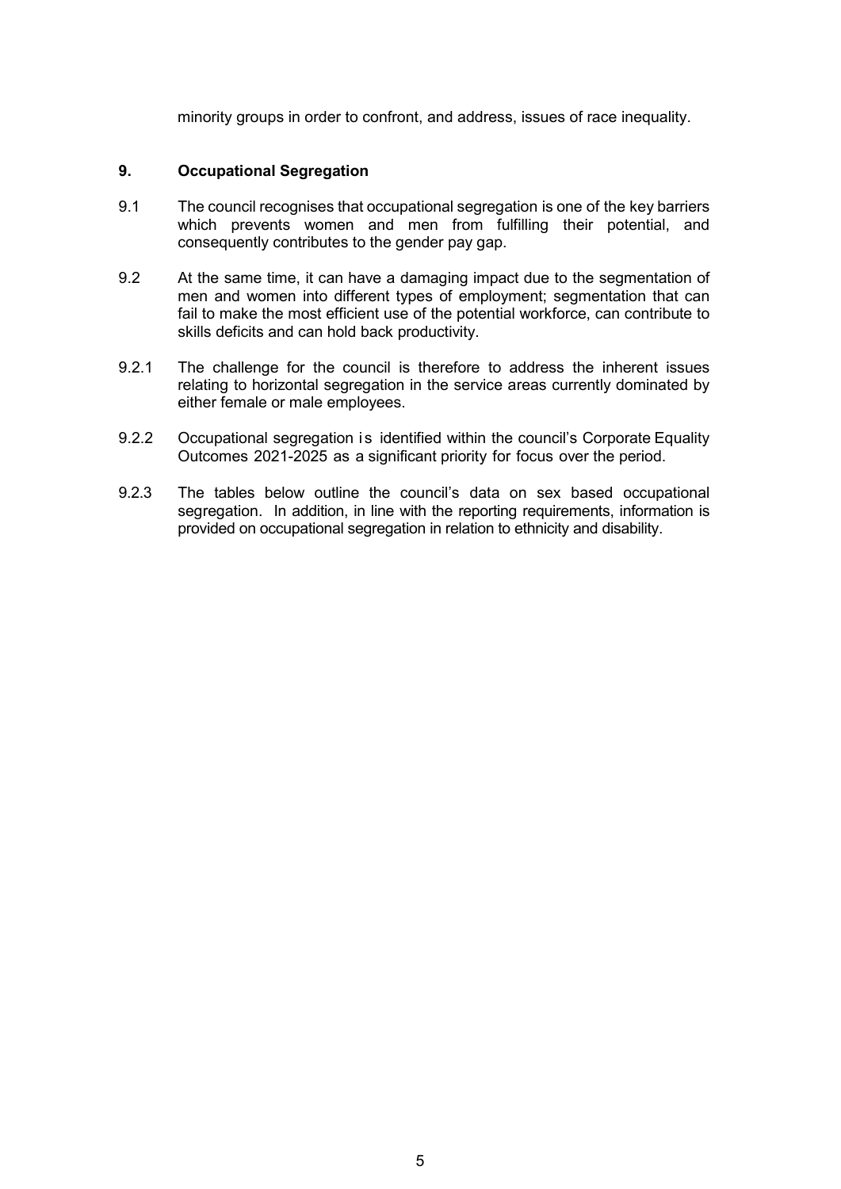minority groups in order to confront, and address, issues of race inequality.

## 9. Occupational Segregation

9.1 The council recognises that occupational segregation is one of the key barriers which prevents women and men from fulfilling their potential, and consequently contributes to the gender pay gap.

9.2 At the same time, it can have a damaging impact due to the segmentation of men and women into different types of employment; segmentation that can fail to make the most efficient use of the potential workforce, can contribute to skills deficits and can hold back productivity.

9.2.1 The challenge for the council is therefore to address the inherent issues relating to horizontal segregation in the service areas currently dominated by either female or male employees.

9.2.2 Occupational segregation is identified within the council's Corporate Equality Outcomes 2021-2025 as a significant priority for focus over the period.

9.2.3 The tables below outline the council's data on sex based occupational segregation. In addition, in line with the reporting requirements, information is provided on occupational segregation in relation to ethnicity and disability.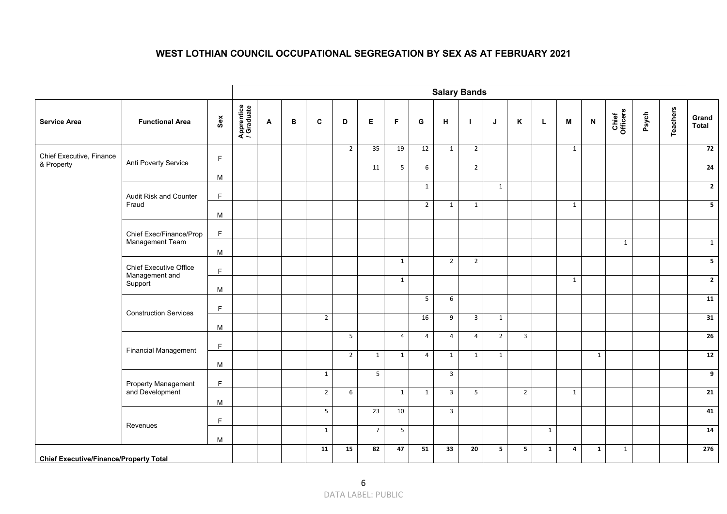# WEST LOTHIAN COUNCIL OCCUPATIONAL SEGREGATION BY SEX AS AT FEBRUARY 2021

| | | | Salary Bands | | | | | | | | | | | | | | | | | | |
|---|---|---|---|---|---|---|---|---|---|---|---|---|---|---|---|---|---|---|---|---|---|
| **Service Area** | **Functional Area** | **Sex** | **Apprentice / Graduate** | **A** | **B** | **C** | **D** | **E** | **F** | **G** | **H** | **I** | **J** | **K** | **L** | **M** | **N** | **Chief Officers** | **Psych** | **Teachers** | **Grand Total** |
| Chief Executive, Finance & Property | Anti Poverty Service | F | | | | | 2 | 35 | 19 | 12 | 1 | 2 | | | | 1 | | | | | **72** |
| | | M | | | | | | 11 | 5 | 6 | | 2 | | | | | | | | | **24** |
| | Audit Risk and Counter Fraud | F | | | | | | | | 1 | | | 1 | | | | | | | | **2** |
| | | M | | | | | | | | 2 | 1 | 1 | | | | 1 | | | | | **5** |
| | Chief Exec/Finance/Prop Management Team | F | | | | | | | | | | | | | | | | | | | |
| | | M | | | | | | | | | | | | | | | | 1 | | | 1 |
| | Chief Executive Office Management and Support | F | | | | | | | 1 | | 2 | 2 | | | | | | | | | **5** |
| | | M | | | | | | | 1 | | | | | | | 1 | | | | | **2** |
| | Construction Services | F | | | | | | | | 5 | 6 | | | | | | | | | | **11** |
| | | M | | | | 2 | | | | 16 | 9 | 3 | 1 | | | | | | | | **31** |
| | Financial Management | F | | | | | 5 | | 4 | 4 | 4 | 4 | 2 | 3 | | | | | | | **26** |
| | | M | | | | | 2 | 1 | 1 | 4 | 1 | 1 | 1 | | | | 1 | | | | **12** |
| | Property Management and Development | F | | | | 1 | | 5 | | | 3 | | | | | | | | | | **9** |
| | | M | | | | 2 | 6 | | 1 | 1 | 3 | 5 | | 2 | | 1 | | | | | **21** |
| | Revenues | F | | | | 5 | | 23 | 10 | | 3 | | | | | | | | | | **41** |
| | | M | | | | 1 | | 7 | 5 | | | | | | 1 | | | | | | **14** |
| **Chief Executive/Finance/Property Total** | | | | | | **11** | **15** | **82** | **47** | **51** | **33** | **20** | **5** | **5** | **1** | **4** | **1** | 1 | | | **276** |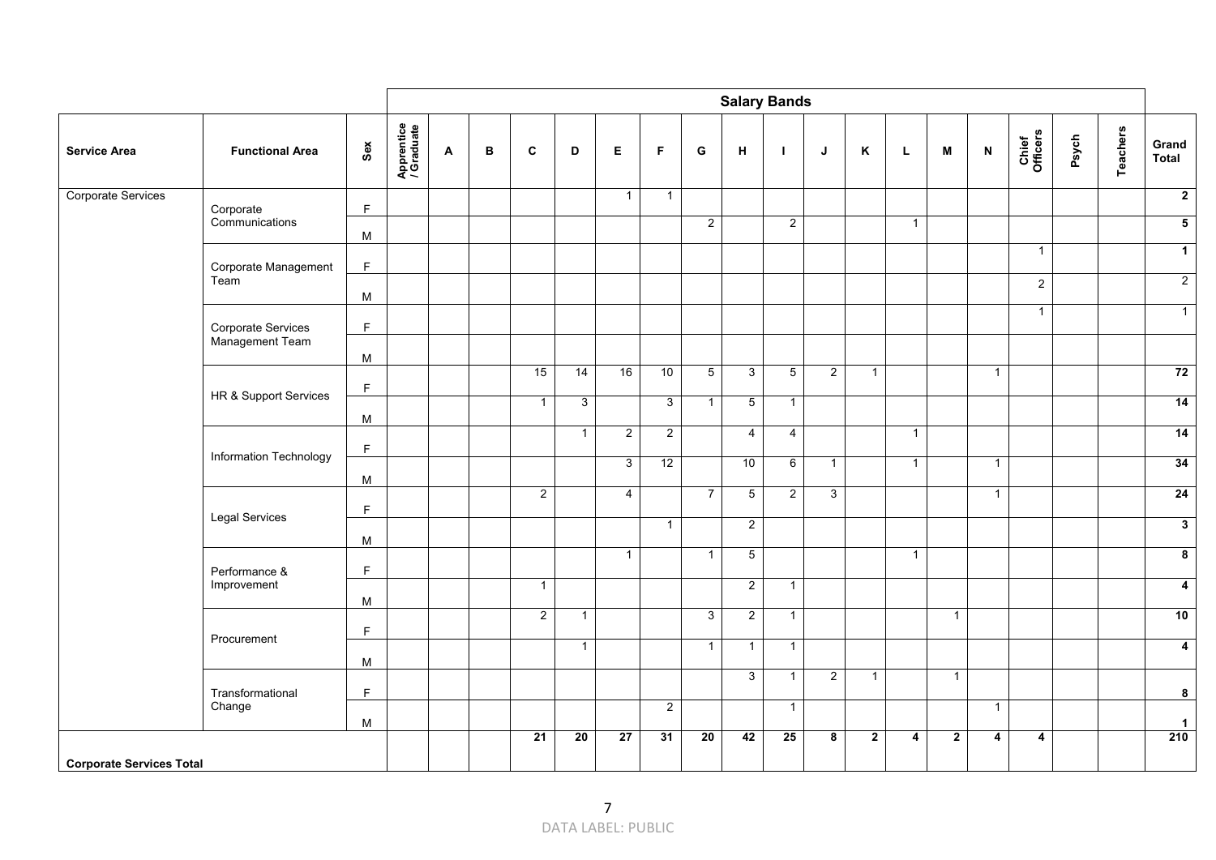| | | | Salary Bands | | | | | | | | | | | | | | | | | | |
|---|---|---|---|---|---|---|---|---|---|---|---|---|---|---|---|---|---|---|---|---|---|
| **Service Area** | **Functional Area** | **Sex** | **Apprentice / Graduate** | **A** | **B** | **C** | **D** | **E** | **F** | **G** | **H** | **I** | **J** | **K** | **L** | **M** | **N** | **Chief Officers** | **Psych** | **Teachers** | **Grand Total** |
| Corporate Services | Corporate Communications | F | | | | | | 1 | 1 | | | | | | | | | | | | **2** |
| | | M | | | | | | | | 2 | | 2 | | | 1 | | | | | | **5** |
| | Corporate Management Team | F | | | | | | | | | | | | | | | | 1 | | | **1** |
| | | M | | | | | | | | | | | | | | | | 2 | | | 2 |
| | Corporate Services Management Team | F | | | | | | | | | | | | | | | | 1 | | | 1 |
| | | M | | | | | | | | | | | | | | | | | | | |
| | HR & Support Services | F | | | | 15 | 14 | 16 | 10 | 5 | 3 | 5 | 2 | 1 | | | 1 | | | | **72** |
| | | M | | | | 1 | 3 | | 3 | 1 | 5 | 1 | | | | | | | | | **14** |
| | Information Technology | F | | | | | 1 | 2 | 2 | | 4 | 4 | | | 1 | | | | | | **14** |
| | | M | | | | | | 3 | 12 | | 10 | 6 | 1 | | 1 | | 1 | | | | **34** |
| | Legal Services | F | | | | 2 | | 4 | | 7 | 5 | 2 | 3 | | | | 1 | | | | **24** |
| | | M | | | | | | | 1 | | 2 | | | | | | | | | | **3** |
| | Performance & Improvement | F | | | | | | 1 | | 1 | 5 | | | | 1 | | | | | | **8** |
| | | M | | | | 1 | | | | | 2 | 1 | | | | | | | | | **4** |
| | Procurement | F | | | | 2 | 1 | | | 3 | 2 | 1 | | | | 1 | | | | | **10** |
| | | M | | | | | 1 | | | 1 | 1 | 1 | | | | | | | | | **4** |
| | Transformational Change | F | | | | | | | | | 3 | 1 | 2 | 1 | | 1 | | | | | **8** |
| | | M | | | | | | | 2 | | | 1 | | | | | 1 | | | | **1** |
| **Corporate Services Total** | | | | | | **21** | **20** | **27** | **31** | **20** | **42** | **25** | **8** | **2** | **4** | **2** | **4** | **4** | | | **210** |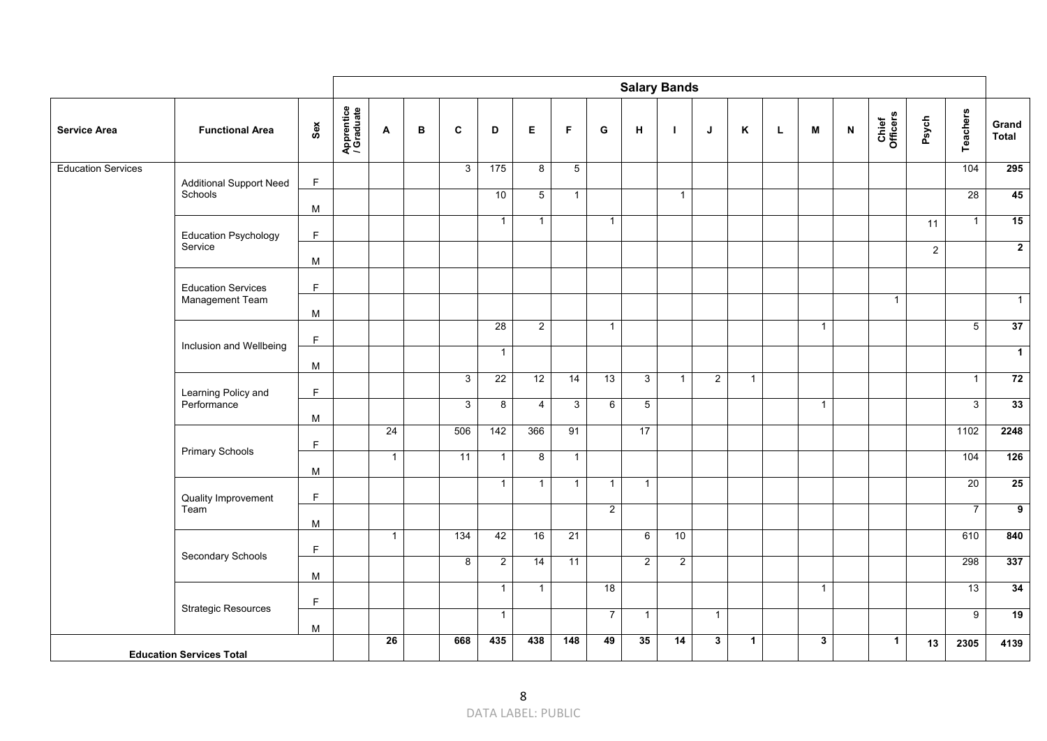| | | | Salary Bands | | | | | | | | | | | | | | | | | | | |
|---|---|---|---|---|---|---|---|---|---|---|---|---|---|---|---|---|---|---|---|---|---|---|
| Service Area | Functional Area | Sex | Apprentice / Graduate | A | B | C | D | E | F | G | H | I | J | K | L | M | N | Chief Officers | Psych | Teachers | Grand Total |
| Education Services | Additional Support Need Schools | F | | | | 3 | 175 | 8 | 5 | | | | | | | | | | | 104 | **295** |
| | | M | | | | | 10 | 5 | 1 | | | 1 | | | | | | | | 28 | **45** |
| | Education Psychology Service | F | | | | | 1 | 1 | | 1 | | | | | | | | | 11 | 1 | **15** |
| | | M | | | | | | | | | | | | | | | | | 2 | | **2** |
| | Education Services Management Team | F | | | | | | | | | | | | | | | | | | | |
| | | M | | | | | | | | | | | | | | | | 1 | | | 1 |
| | Inclusion and Wellbeing | F | | | | | 28 | 2 | | 1 | | | | | | 1 | | | | 5 | **37** |
| | | M | | | | | 1 | | | | | | | | | | | | | | **1** |
| | Learning Policy and Performance | F | | | | 3 | 22 | 12 | 14 | 13 | 3 | 1 | 2 | 1 | | | | | | 1 | **72** |
| | | M | | | | 3 | 8 | 4 | 3 | 6 | 5 | | | | | 1 | | | | 3 | **33** |
| | Primary Schools | F | | 24 | | 506 | 142 | 366 | 91 | | 17 | | | | | | | | | 1102 | **2248** |
| | | M | | 1 | | 11 | 1 | 8 | 1 | | | | | | | | | | | 104 | **126** |
| | Quality Improvement Team | F | | | | | 1 | 1 | 1 | 1 | 1 | | | | | | | | | 20 | **25** |
| | | M | | | | | | | | 2 | | | | | | | | | | 7 | **9** |
| | Secondary Schools | F | | 1 | | 134 | 42 | 16 | 21 | | 6 | 10 | | | | | | | | 610 | **840** |
| | | M | | | | 8 | 2 | 14 | 11 | | 2 | 2 | | | | | | | | 298 | **337** |
| | Strategic Resources | F | | | | | 1 | 1 | | 18 | | | | | | 1 | | | | 13 | **34** |
| | | M | | | | | 1 | | | 7 | 1 | | 1 | | | | | | | 9 | **19** |
| **Education Services Total** | | | | **26** | | **668** | **435** | **438** | **148** | **49** | **35** | **14** | **3** | **1** | | **3** | | **1** | **13** | **2305** | **4139** |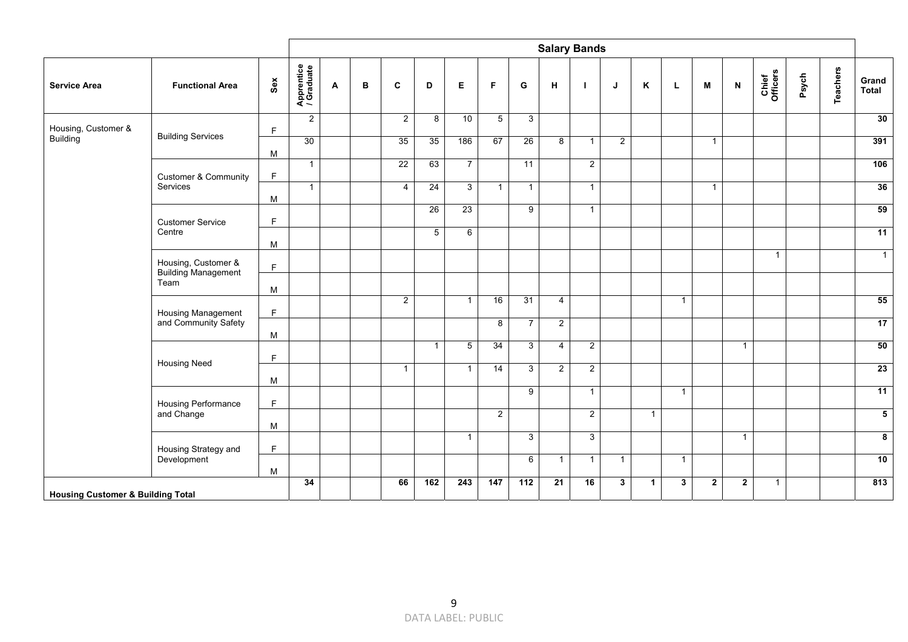| Service Area | Functional Area | Sex | Salary Bands | | | | | | | | | | | | | | | | | | Grand Total |
|---|---|---|---|---|---|---|---|---|---|---|---|---|---|---|---|---|---|---|---|---|---|
| | | | Apprentice / Graduate | A | B | C | D | E | F | G | H | I | J | K | L | M | N | Chief Officers | Psych | Teachers | |
| Housing, Customer & Building | Building Services | F | 2 | | | 2 | 8 | 10 | 5 | 3 | | | | | | | | | | | **30** |
| | | M | 30 | | | 35 | 35 | 186 | 67 | 26 | 8 | 1 | 2 | | | 1 | | | | | **391** |
| | Customer & Community Services | F | 1 | | | 22 | 63 | 7 | | 11 | | 2 | | | | | | | | | **106** |
| | | M | 1 | | | 4 | 24 | 3 | 1 | 1 | | 1 | | | | 1 | | | | | **36** |
| | Customer Service Centre | F | | | | | 26 | 23 | | 9 | | 1 | | | | | | | | | **59** |
| | | M | | | | | 5 | 6 | | | | | | | | | | | | | **11** |
| | Housing, Customer & Building Management Team | F | | | | | | | | | | | | | | | | 1 | | | 1 |
| | | M | | | | | | | | | | | | | | | | | | | |
| | Housing Management and Community Safety | F | | | | 2 | | 1 | 16 | 31 | 4 | | | | 1 | | | | | | **55** |
| | | M | | | | | | | 8 | 7 | 2 | | | | | | | | | | **17** |
| | Housing Need | F | | | | | 1 | 5 | 34 | 3 | 4 | 2 | | | | | 1 | | | | **50** |
| | | M | | | | 1 | | 1 | 14 | 3 | 2 | 2 | | | | | | | | | **23** |
| | Housing Performance and Change | F | | | | | | | | 9 | | 1 | | | 1 | | | | | | **11** |
| | | M | | | | | | | 2 | | | 2 | | 1 | | | | | | | **5** |
| | Housing Strategy and Development | F | | | | | | 1 | | 3 | | 3 | | | | | 1 | | | | **8** |
| | | M | | | | | | | | 6 | 1 | 1 | 1 | | 1 | | | | | | **10** |
| **Housing Customer & Building Total** | | | **34** | | | **66** | **162** | **243** | **147** | **112** | **21** | **16** | **3** | **1** | **3** | **2** | **2** | 1 | | | **813** |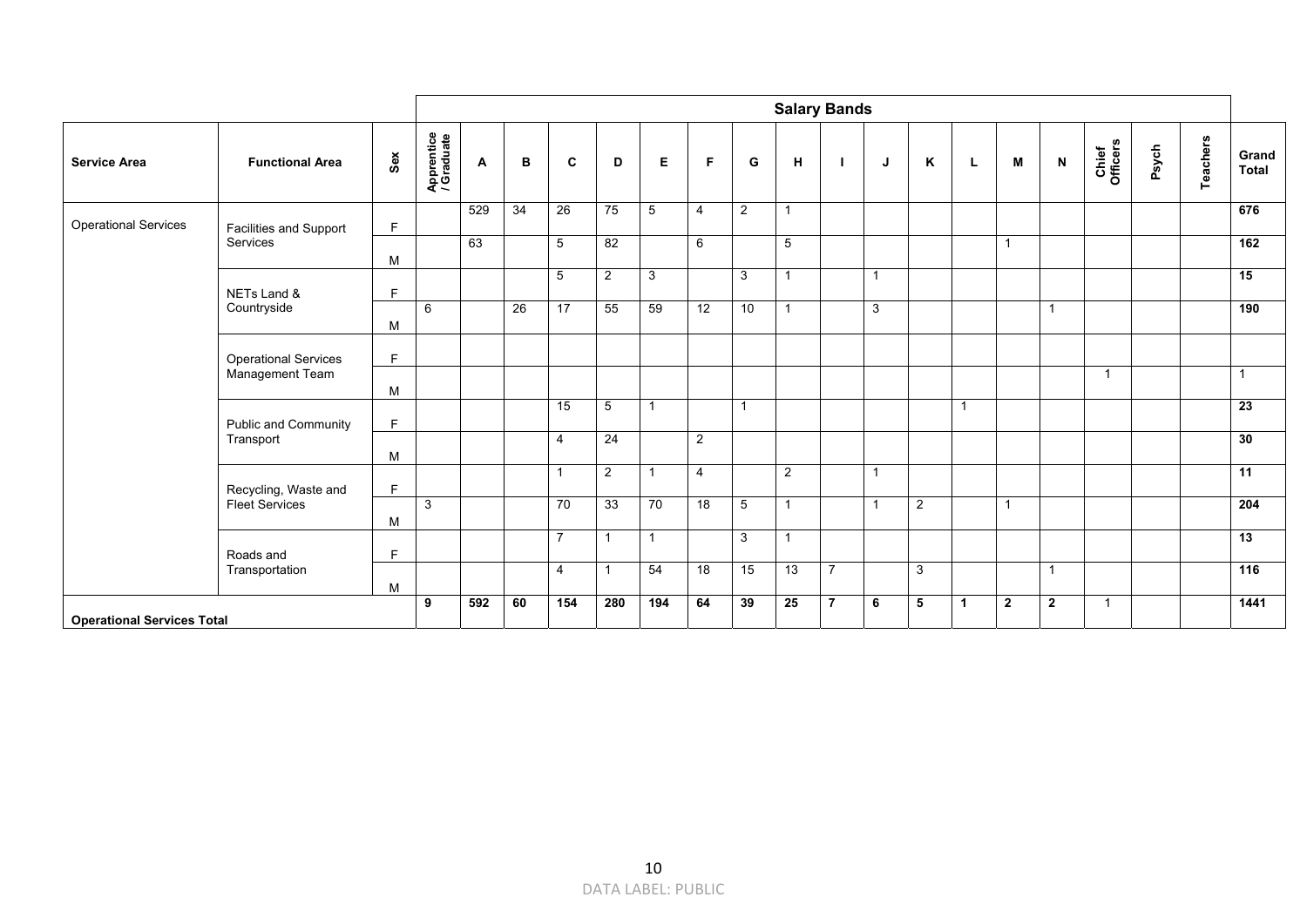| Service Area | Functional Area | Sex | Salary Bands | | | | | | | | | | | | | | | | | | Grand Total |
|---|---|---|---|---|---|---|---|---|---|---|---|---|---|---|---|---|---|---|---|---|---|
| | | | Apprentice / Graduate | A | B | C | D | E | F | G | H | I | J | K | L | M | N | Chief Officers | Psych | Teachers | |
| Operational Services | Facilities and Support Services | F | | 529 | 34 | 26 | 75 | 5 | 4 | 2 | 1 | | | | | | | | | | **676** |
| | | M | | 63 | | 5 | 82 | | 6 | | 5 | | | | | 1 | | | | | **162** |
| | NETs Land & Countryside | F | | | | 5 | 2 | 3 | | 3 | 1 | | 1 | | | | | | | | **15** |
| | | M | 6 | | 26 | 17 | 55 | 59 | 12 | 10 | 1 | | 3 | | | | 1 | | | | **190** |
| | Operational Services Management Team | F | | | | | | | | | | | | | | | | | | | |
| | | M | | | | | | | | | | | | | | | | 1 | | | 1 |
| | Public and Community Transport | F | | | | 15 | 5 | 1 | | 1 | | | | | 1 | | | | | | **23** |
| | | M | | | | 4 | 24 | | 2 | | | | | | | | | | | | **30** |
| | Recycling, Waste and Fleet Services | F | | | | 1 | 2 | 1 | 4 | | 2 | | 1 | | | | | | | | **11** |
| | | M | 3 | | | 70 | 33 | 70 | 18 | 5 | 1 | | 1 | 2 | | 1 | | | | | **204** |
| | Roads and Transportation | F | | | | 7 | 1 | 1 | | 3 | 1 | | | | | | | | | | **13** |
| | | M | | | | 4 | 1 | 54 | 18 | 15 | 13 | 7 | | 3 | | | 1 | | | | **116** |
| **Operational Services Total** | | | **9** | **592** | **60** | **154** | **280** | **194** | **64** | **39** | **25** | **7** | **6** | **5** | **1** | **2** | **2** | 1 | | | **1441** |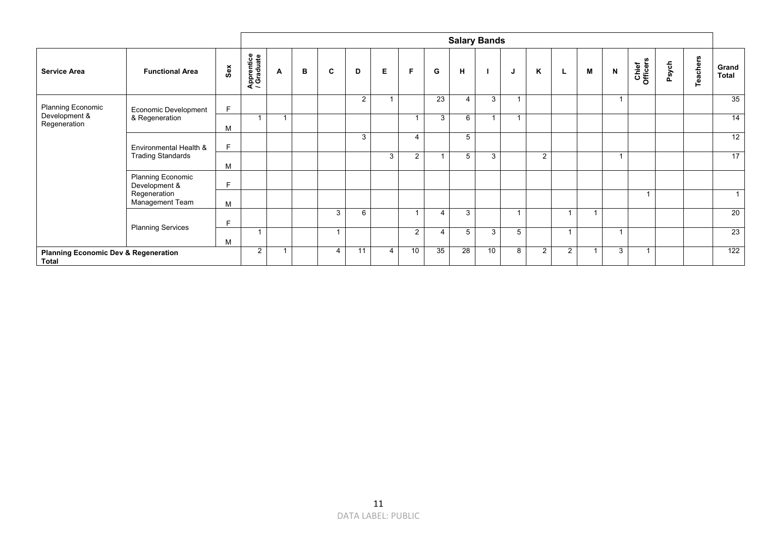| Service Area | Functional Area | Sex | Salary Bands | | | | | | | | | | | | | | | | | | Grand Total |
|---|---|---|---|---|---|---|---|---|---|---|---|---|---|---|---|---|---|---|---|---|---|
| | | | Apprentice / Graduate | A | B | C | D | E | F | G | H | I | J | K | L | M | N | Chief Officers | Psych | Teachers | |
| Planning Economic Development & Regeneration | Economic Development & Regeneration | F | | | | | 2 | 1 | | 23 | 4 | 3 | 1 | | | | 1 | | | | 35 |
| | | M | 1 | 1 | | | | | 1 | 3 | 6 | 1 | 1 | | | | | | | | 14 |
| | Environmental Health & Trading Standards | F | | | | | 3 | | 4 | | 5 | | | | | | | | | | 12 |
| | | M | | | | | | 3 | 2 | 1 | 5 | 3 | | 2 | | | 1 | | | | 17 |
| | Planning Economic Development & Regeneration Management Team | F | | | | | | | | | | | | | | | | | | | |
| | | M | | | | | | | | | | | | | | | | 1 | | | 1 |
| | Planning Services | F | | | | 3 | 6 | | 1 | 4 | 3 | | 1 | | 1 | 1 | | | | | 20 |
| | | M | 1 | | | 1 | | | 2 | 4 | 5 | 3 | 5 | | 1 | | 1 | | | | 23 |
| **Planning Economic Dev & Regeneration Total** | | | 2 | 1 | | 4 | 11 | 4 | 10 | 35 | 28 | 10 | 8 | 2 | 2 | 1 | 3 | 1 | | | 122 |

DATA LABEL: PUBLIC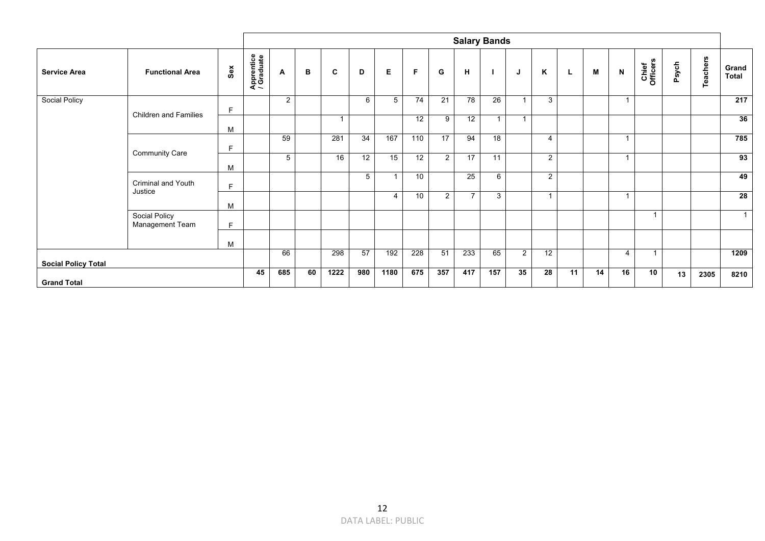| | | | Salary Bands | | | | | | | | | | | | | | | | | | | |
|---|---|---|---|---|---|---|---|---|---|---|---|---|---|---|---|---|---|---|---|---|---|---|
| **Service Area** | **Functional Area** | **Sex** | **Apprentice / Graduate** | **A** | **B** | **C** | **D** | **E** | **F** | **G** | **H** | **I** | **J** | **K** | **L** | **M** | **N** | **Chief Officers** | **Psych** | **Teachers** | **Grand Total** |
| Social Policy | Children and Families | F | | 2 | | | 6 | 5 | 74 | 21 | 78 | 26 | 1 | 3 | | | 1 | | | | **217** |
| | | M | | | | 1 | | | 12 | 9 | 12 | 1 | 1 | | | | | | | | **36** |
| | Community Care | F | | 59 | | 281 | 34 | 167 | 110 | 17 | 94 | 18 | | 4 | | | 1 | | | | **785** |
| | | M | | 5 | | 16 | 12 | 15 | 12 | 2 | 17 | 11 | | 2 | | | 1 | | | | **93** |
| | Criminal and Youth Justice | F | | | | | 5 | 1 | 10 | | 25 | 6 | | 2 | | | | | | | **49** |
| | | M | | | | | | 4 | 10 | 2 | 7 | 3 | | 1 | | | 1 | | | | **28** |
| | Social Policy Management Team | F | | | | | | | | | | | | | | | | 1 | | | 1 |
| | | M | | | | | | | | | | | | | | | | | | | |
| **Social Policy Total** | | | | 66 | | 298 | 57 | 192 | 228 | 51 | 233 | 65 | 2 | 12 | | | 4 | 1 | | | **1209** |
| **Grand Total** | | | **45** | **685** | **60** | **1222** | **980** | **1180** | **675** | **357** | **417** | **157** | **35** | **28** | **11** | **14** | **16** | **10** | **13** | **2305** | **8210** |

DATA LABEL: PUBLIC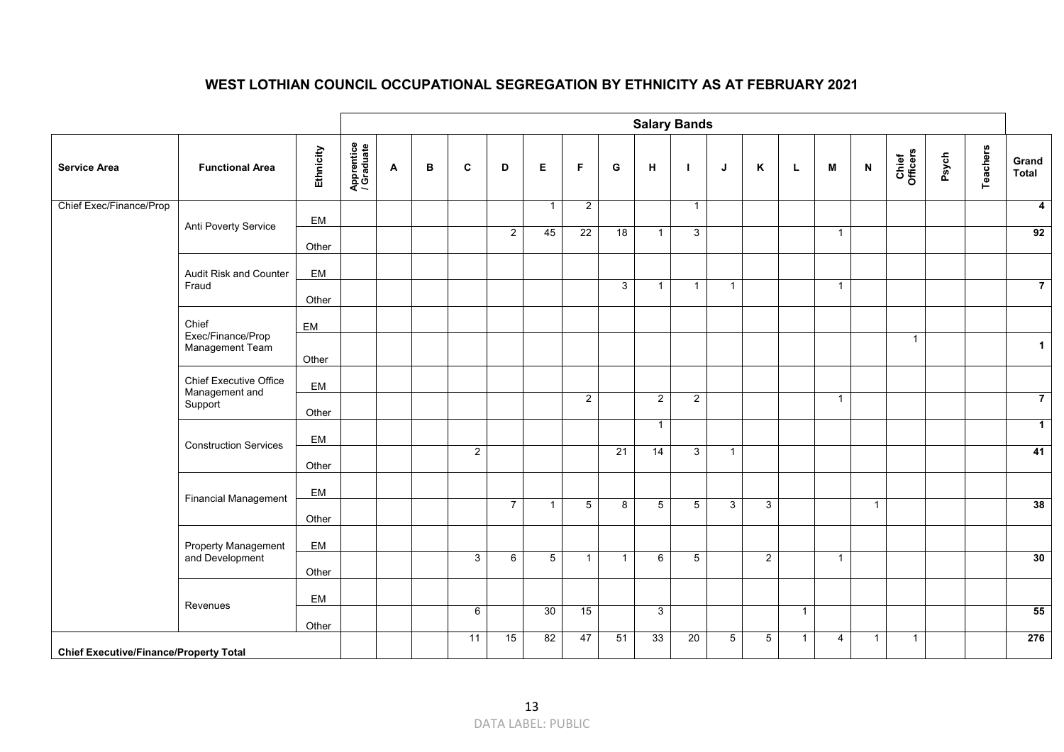## WEST LOTHIAN COUNCIL OCCUPATIONAL SEGREGATION BY ETHNICITY AS AT FEBRUARY 2021

| | | | Salary Bands | | | | | | | | | | | | | | | | | | | |
|---|---|---|---|---|---|---|---|---|---|---|---|---|---|---|---|---|---|---|---|---|---|---|
| Service Area | Functional Area | Ethnicity | Apprentice / Graduate | A | B | C | D | E | F | G | H | I | J | K | L | M | N | Chief Officers | Psych | Teachers | Grand Total |
| Chief Exec/Finance/Prop | Anti Poverty Service | EM | | | | | | 1 | 2 | | | 1 | | | | | | | | | 4 |
| | | Other | | | | | 2 | 45 | 22 | 18 | 1 | 3 | | | | 1 | | | | | 92 |
| | Audit Risk and Counter Fraud | EM | | | | | | | | | | | | | | | | | | | |
| | | Other | | | | | | | | 3 | 1 | 1 | 1 | | | 1 | | | | | 7 |
| | Chief Exec/Finance/Prop Management Team | EM | | | | | | | | | | | | | | | | | | | |
| | | Other | | | | | | | | | | | | | | | | 1 | | | 1 |
| | Chief Executive Office Management and Support | EM | | | | | | | | | | | | | | | | | | | |
| | | Other | | | | | | | 2 | | 2 | 2 | | | | 1 | | | | | 7 |
| | Construction Services | EM | | | | | | | | | 1 | | | | | | | | | | 1 |
| | | Other | | | | 2 | | | | 21 | 14 | 3 | 1 | | | | | | | | 41 |
| | Financial Management | EM | | | | | | | | | | | | | | | | | | | |
| | | Other | | | | | 7 | 1 | 5 | 8 | 5 | 5 | 3 | 3 | | | 1 | | | | 38 |
| | Property Management and Development | EM | | | | | | | | | | | | | | | | | | | |
| | | Other | | | | 3 | 6 | 5 | 1 | 1 | 6 | 5 | | 2 | | 1 | | | | | 30 |
| | Revenues | EM | | | | | | | | | | | | | | | | | | | |
| | | Other | | | | 6 | | 30 | 15 | | 3 | | | | 1 | | | | | | 55 |
| **Chief Executive/Finance/Property Total** | | | | | | 11 | 15 | 82 | 47 | 51 | 33 | 20 | 5 | 5 | 1 | 4 | 1 | 1 | | | 276 |

DATA LABEL: PUBLIC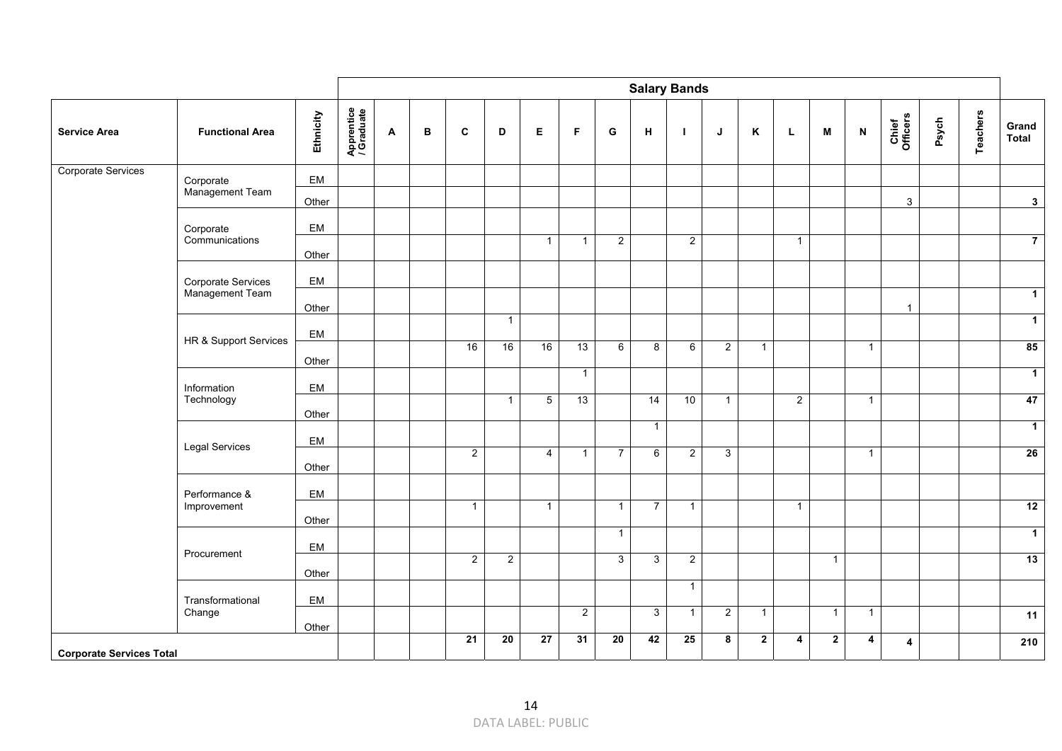| Service Area | Functional Area | Ethnicity | Salary Bands | | | | | | | | | | | | | | | | | | | Grand Total |
|---|---|---|---|---|---|---|---|---|---|---|---|---|---|---|---|---|---|---|---|---|---|---|
| | | | Apprentice / Graduate | A | B | C | D | E | F | G | H | I | J | K | L | M | N | Chief Officers | Psych | Teachers | |
| Corporate Services | Corporate Management Team | EM | | | | | | | | | | | | | | | | | | | |
| | | Other | | | | | | | | | | | | | | | | 3 | | | 3 |
| | Corporate Communications | EM | | | | | | | | | | | | | | | | | | | |
| | | Other | | | | | | 1 | 1 | 2 | | 2 | | | 1 | | | | | | 7 |
| | Corporate Services Management Team | EM | | | | | | | | | | | | | | | | | | | |
| | | Other | | | | | | | | | | | | | | | | 1 | | | 1 |
| | HR & Support Services | EM | | | | | 1 | | | | | | | | | | | | | | 1 |
| | | Other | | | | 16 | 16 | 16 | 13 | 6 | 8 | 6 | 2 | 1 | | | 1 | | | | 85 |
| | Information Technology | EM | | | | | | | 1 | | | | | | | | | | | | 1 |
| | | Other | | | | | 1 | 5 | 13 | | 14 | 10 | 1 | | 2 | | 1 | | | | 47 |
| | Legal Services | EM | | | | | | | | | 1 | | | | | | | | | | 1 |
| | | Other | | | | 2 | | 4 | 1 | 7 | 6 | 2 | 3 | | | | 1 | | | | 26 |
| | Performance & Improvement | EM | | | | | | | | | | | | | | | | | | | |
| | | Other | | | | 1 | | 1 | | 1 | 7 | 1 | | | 1 | | | | | | 12 |
| | Procurement | EM | | | | | | | | 1 | | | | | | | | | | | 1 |
| | | Other | | | | 2 | 2 | | | 3 | 3 | 2 | | | | 1 | | | | | 13 |
| | Transformational Change | EM | | | | | | | | | | 1 | | | | | | | | | |
| | | Other | | | | | | | 2 | | 3 | 1 | 2 | 1 | | 1 | 1 | | | | 11 |
| **Corporate Services Total** | | | | | | **21** | **20** | **27** | **31** | **20** | **42** | **25** | **8** | **2** | **4** | **2** | **4** | **4** | | | **210** |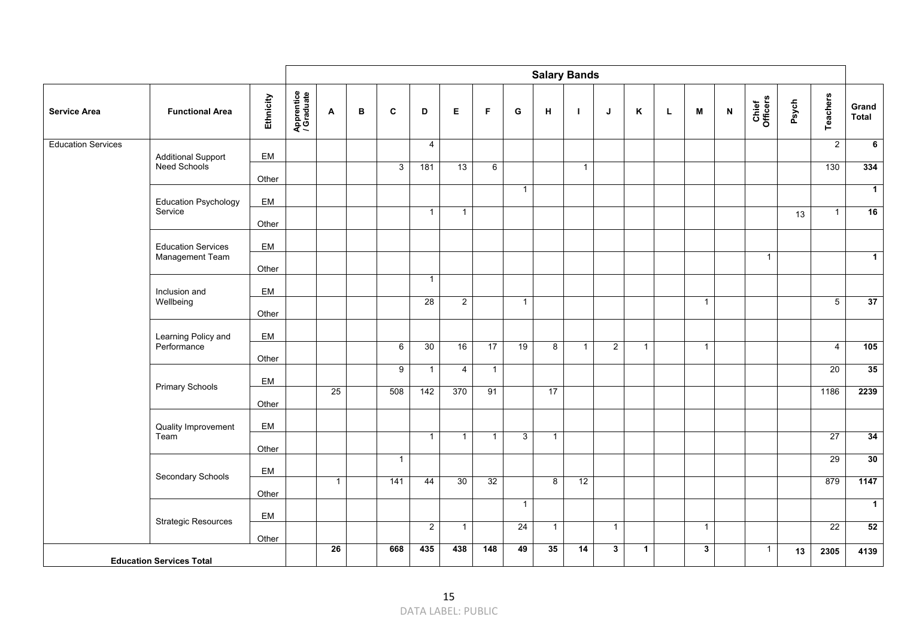| Service Area | Functional Area | Ethnicity | Salary Bands | | | | | | | | | | | | | | | | | | | Grand Total |
|---|---|---|---|---|---|---|---|---|---|---|---|---|---|---|---|---|---|---|---|---|---|---|
| | | | Apprentice / Graduate | A | B | C | D | E | F | G | H | I | J | K | L | M | N | Chief Officers | Psych | Teachers | |
| Education Services | Additional Support Need Schools | EM | | | | | 4 | | | | | | | | | | | | | 2 | 6 |
| | | Other | | | | 3 | 181 | 13 | 6 | | | 1 | | | | | | | | 130 | 334 |
| | Education Psychology Service | EM | | | | | | | | 1 | | | | | | | | | | | 1 |
| | | Other | | | | | 1 | 1 | | | | | | | | | | | 13 | 1 | 16 |
| | Education Services Management Team | EM | | | | | | | | | | | | | | | | | | | |
| | | Other | | | | | | | | | | | | | | | | 1 | | | 1 |
| | Inclusion and Wellbeing | EM | | | | | 1 | | | | | | | | | | | | | | |
| | | Other | | | | | 28 | 2 | | 1 | | | | | | 1 | | | | 5 | 37 |
| | Learning Policy and Performance | EM | | | | | | | | | | | | | | | | | | | |
| | | Other | | | | 6 | 30 | 16 | 17 | 19 | 8 | 1 | 2 | 1 | | 1 | | | | 4 | 105 |
| | Primary Schools | EM | | | | 9 | 1 | 4 | 1 | | | | | | | | | | | 20 | 35 |
| | | Other | | 25 | | 508 | 142 | 370 | 91 | | 17 | | | | | | | | | 1186 | 2239 |
| | Quality Improvement Team | EM | | | | | | | | | | | | | | | | | | | |
| | | Other | | | | | 1 | 1 | 1 | 3 | 1 | | | | | | | | | 27 | 34 |
| | Secondary Schools | EM | | | | 1 | | | | | | | | | | | | | | 29 | 30 |
| | | Other | | 1 | | 141 | 44 | 30 | 32 | | 8 | 12 | | | | | | | | 879 | 1147 |
| | Strategic Resources | EM | | | | | | | | 1 | | | | | | | | | | | 1 |
| | | Other | | | | | 2 | 1 | | 24 | 1 | | 1 | | | 1 | | | | 22 | 52 |
| **Education Services Total** | | | | **26** | | **668** | **435** | **438** | **148** | **49** | **35** | **14** | **3** | **1** | | **3** | | 1 | **13** | **2305** | **4139** |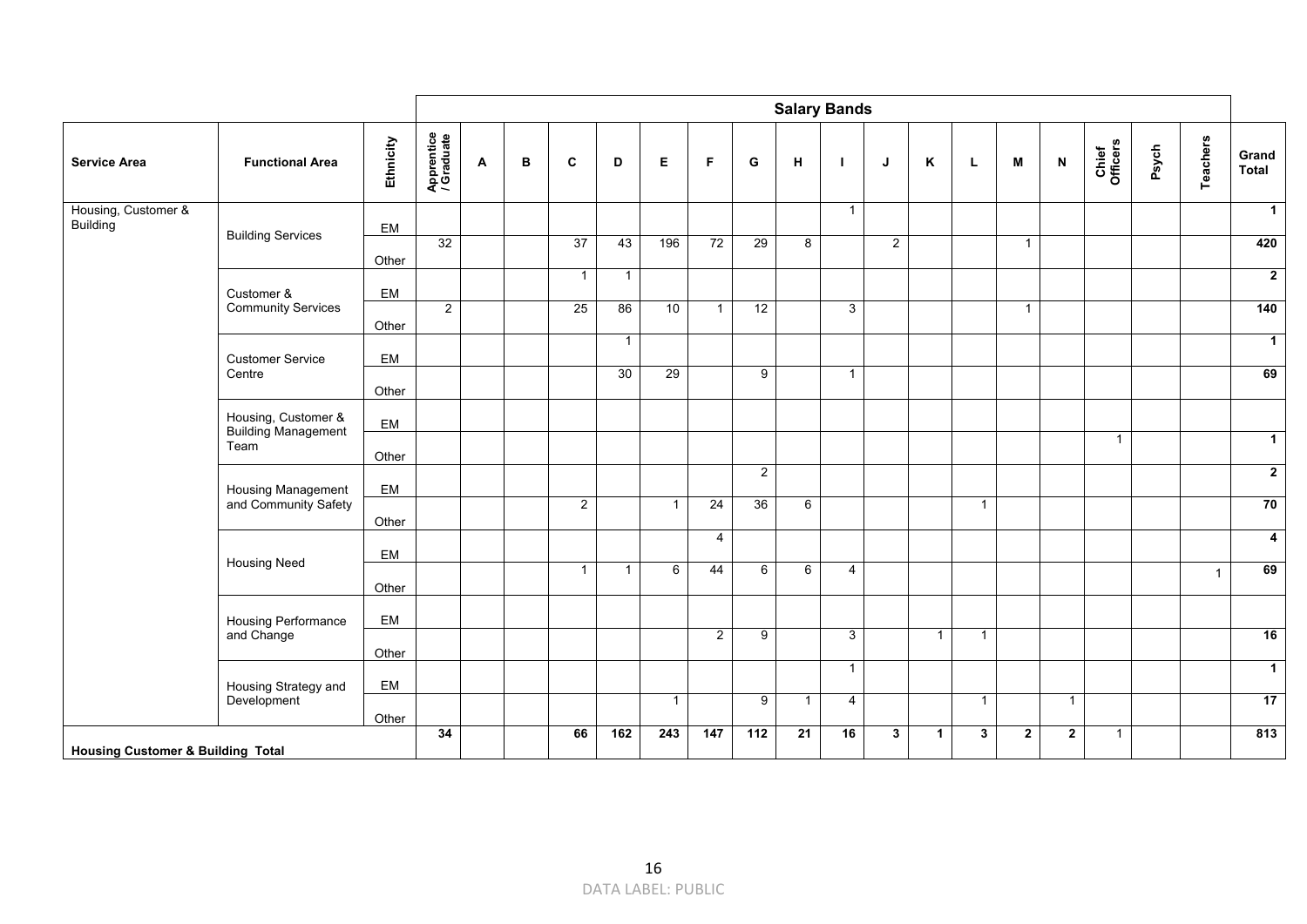| Service Area | Functional Area | Ethnicity | Salary Bands | | | | | | | | | | | | | | | | | | Grand Total |
|---|---|---|---|---|---|---|---|---|---|---|---|---|---|---|---|---|---|---|---|---|---|
| | | | Apprentice / Graduate | A | B | C | D | E | F | G | H | I | J | K | L | M | N | Chief Officers | Psych | Teachers | |
| Housing, Customer & Building | Building Services | EM | | | | | | | | | | 1 | | | | | | | | | **1** |
| | | Other | 32 | | | 37 | 43 | 196 | 72 | 29 | 8 | | 2 | | | 1 | | | | | **420** |
| | Customer & Community Services | EM | | | | 1 | 1 | | | | | | | | | | | | | | **2** |
| | | Other | 2 | | | 25 | 86 | 10 | 1 | 12 | | 3 | | | | 1 | | | | | **140** |
| | Customer Service Centre | EM | | | | | 1 | | | | | | | | | | | | | | **1** |
| | | Other | | | | | 30 | 29 | | 9 | | 1 | | | | | | | | | **69** |
| | Housing, Customer & Building Management Team | EM | | | | | | | | | | | | | | | | | | | |
| | | Other | | | | | | | | | | | | | | | | 1 | | | **1** |
| | Housing Management and Community Safety | EM | | | | | | | | 2 | | | | | | | | | | | **2** |
| | | Other | | | | 2 | | 1 | 24 | 36 | 6 | | | | 1 | | | | | | **70** |
| | Housing Need | EM | | | | | | | 4 | | | | | | | | | | | | **4** |
| | | Other | | | | 1 | 1 | 6 | 44 | 6 | 6 | 4 | | | | | | | | 1 | **69** |
| | Housing Performance and Change | EM | | | | | | | | | | | | | | | | | | | |
| | | Other | | | | | | | 2 | 9 | | 3 | | 1 | 1 | | | | | | **16** |
| | Housing Strategy and Development | EM | | | | | | | | | | 1 | | | | | | | | | **1** |
| | | Other | | | | | | 1 | | 9 | 1 | 4 | | | 1 | | 1 | | | | **17** |
| **Housing Customer & Building Total** | | | **34** | | | **66** | **162** | **243** | **147** | **112** | **21** | **16** | **3** | **1** | **3** | **2** | **2** | 1 | | | **813** |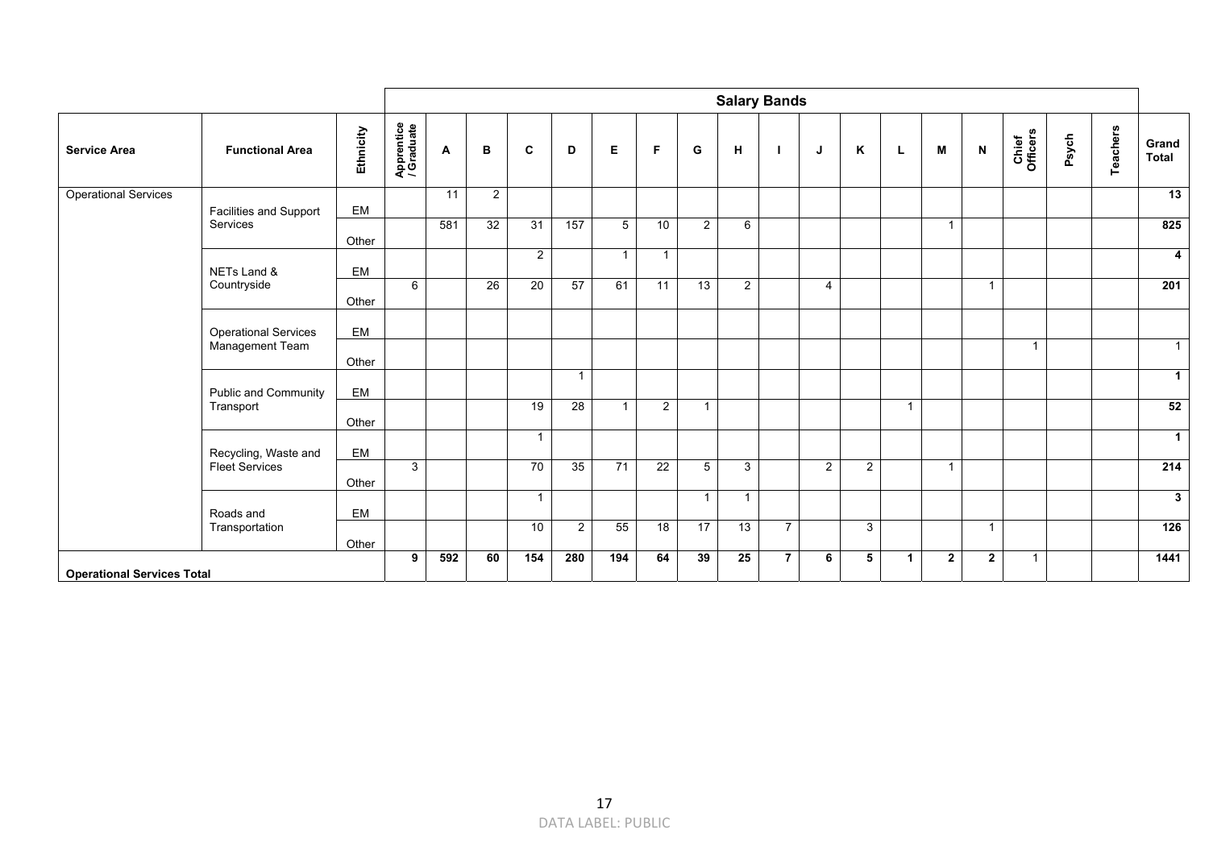| | | | Salary Bands | | | | | | | | | | | | | | | | | | |
|---|---|---|---|---|---|---|---|---|---|---|---|---|---|---|---|---|---|---|---|---|---|
| **Service Area** | **Functional Area** | **Ethnicity** | **Apprentice / Graduate** | **A** | **B** | **C** | **D** | **E** | **F** | **G** | **H** | **I** | **J** | **K** | **L** | **M** | **N** | **Chief Officers** | **Psych** | **Teachers** | **Grand Total** |
| Operational Services | Facilities and Support Services | EM | | 11 | 2 | | | | | | | | | | | | | | | | **13** |
| | | Other | | 581 | 32 | 31 | 157 | 5 | 10 | 2 | 6 | | | | | 1 | | | | | **825** |
| | NETs Land & Countryside | EM | | | | 2 | | 1 | 1 | | | | | | | | | | | | **4** |
| | | Other | 6 | | 26 | 20 | 57 | 61 | 11 | 13 | 2 | | 4 | | | | 1 | | | | **201** |
| | Operational Services Management Team | EM | | | | | | | | | | | | | | | | | | | |
| | | Other | | | | | | | | | | | | | | | | 1 | | | 1 |
| | Public and Community Transport | EM | | | | | 1 | | | | | | | | | | | | | | **1** |
| | | Other | | | | 19 | 28 | 1 | 2 | 1 | | | | | 1 | | | | | | **52** |
| | Recycling, Waste and Fleet Services | EM | | | | 1 | | | | | | | | | | | | | | | **1** |
| | | Other | 3 | | | 70 | 35 | 71 | 22 | 5 | 3 | | 2 | 2 | | 1 | | | | | **214** |
| | Roads and Transportation | EM | | | | 1 | | | | 1 | 1 | | | | | | | | | | **3** |
| | | Other | | | | 10 | 2 | 55 | 18 | 17 | 13 | 7 | | 3 | | | 1 | | | | **126** |
| **Operational Services Total** | | | **9** | **592** | **60** | **154** | **280** | **194** | **64** | **39** | **25** | **7** | **6** | **5** | **1** | **2** | **2** | 1 | | | **1441** |

DATA LABEL: PUBLIC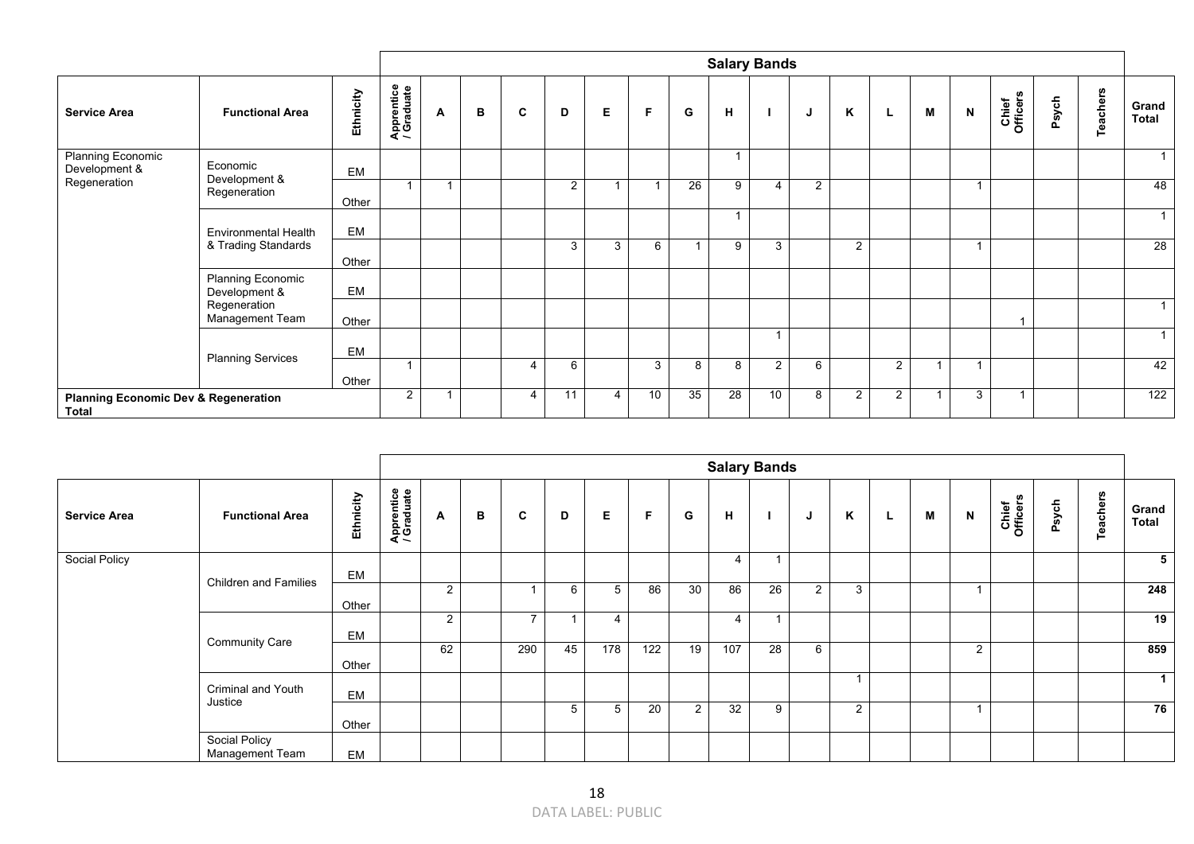| Service Area | Functional Area | Ethnicity | Apprentice / Graduate | A | B | C | D | E | F | G | H | I | J | K | L | M | N | Chief Officers | Psych | Teachers | Grand Total |
|---|---|---|---|---|---|---|---|---|---|---|---|---|---|---|---|---|---|---|---|---|---|
| | | | **Salary Bands** | | | | | | | | | | | | | | | | | | |
| Planning Economic Development & Regeneration | Economic Development & Regeneration | EM | | | | | | | | | 1 | | | | | | | | | | 1 |
| | | Other | 1 | 1 | | | 2 | 1 | 1 | 26 | 9 | 4 | 2 | | | | 1 | | | | 48 |
| | Environmental Health & Trading Standards | EM | | | | | | | | | 1 | | | | | | | | | | 1 |
| | | Other | | | | | 3 | 3 | 6 | 1 | 9 | 3 | | 2 | | | 1 | | | | 28 |
| | Planning Economic Development & Regeneration Management Team | EM | | | | | | | | | | | | | | | | | | | |
| | | Other | | | | | | | | | | | | | | | | 1 | | | 1 |
| | Planning Services | EM | | | | | | | | | | 1 | | | | | | | | | 1 |
| | | Other | 1 | | | 4 | 6 | | 3 | 8 | 8 | 2 | 6 | | 2 | 1 | 1 | | | | 42 |
| **Planning Economic Dev & Regeneration Total** | | | 2 | 1 | | 4 | 11 | 4 | 10 | 35 | 28 | 10 | 8 | 2 | 2 | 1 | 3 | 1 | | | 122 |

| Service Area | Functional Area | Ethnicity | Apprentice / Graduate | A | B | C | D | E | F | G | H | I | J | K | L | M | N | Chief Officers | Psych | Teachers | Grand Total |
|---|---|---|---|---|---|---|---|---|---|---|---|---|---|---|---|---|---|---|---|---|---|
| | | | **Salary Bands** | | | | | | | | | | | | | | | | | | |
| Social Policy | Children and Families | EM | | | | | | | | | 4 | 1 | | | | | | | | | **5** |
| | | Other | | 2 | | 1 | 6 | 5 | 86 | 30 | 86 | 26 | 2 | 3 | | | 1 | | | | **248** |
| | Community Care | EM | | 2 | | 7 | 1 | 4 | | | 4 | 1 | | | | | | | | | **19** |
| | | Other | | 62 | | 290 | 45 | 178 | 122 | 19 | 107 | 28 | 6 | | | | 2 | | | | **859** |
| | Criminal and Youth Justice | EM | | | | | | | | | | | | 1 | | | | | | | **1** |
| | | Other | | | | | 5 | 5 | 20 | 2 | 32 | 9 | | 2 | | | 1 | | | | **76** |
| | Social Policy Management Team | EM | | | | | | | | | | | | | | | | | | | |

DATA LABEL: PUBLIC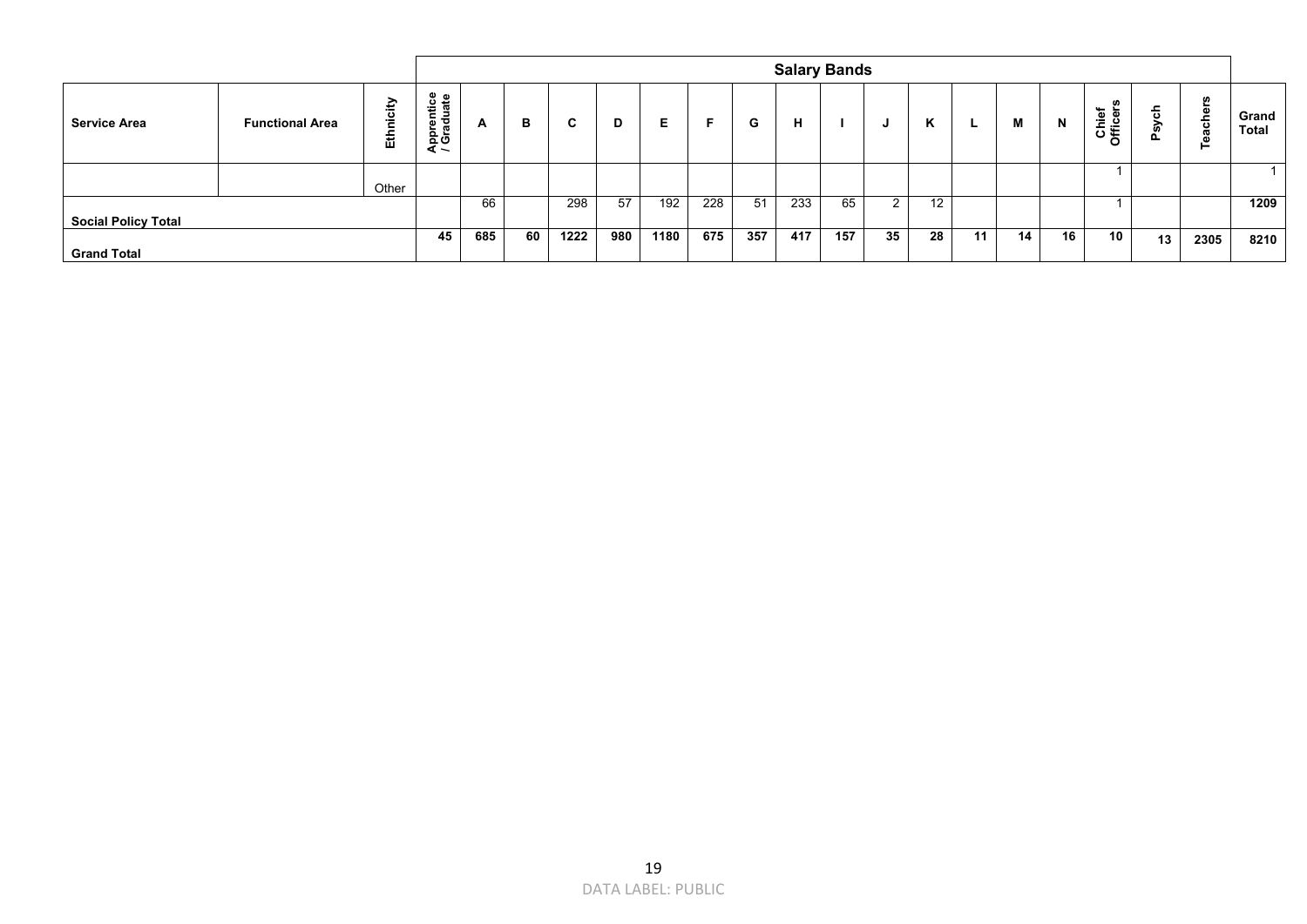| Service Area | Functional Area | Ethnicity | Salary Bands | | | | | | | | | | | | | | | | | | Grand Total |
|---|---|---|---|---|---|---|---|---|---|---|---|---|---|---|---|---|---|---|---|---|---|
| | | | Apprentice / Graduate | A | B | C | D | E | F | G | H | I | J | K | L | M | N | Chief Officers | Psych | Teachers | |
| | | Other | | | | | | | | | | | | | | | | 1 | | | 1 |
| **Social Policy Total** | | | | 66 | | 298 | 57 | 192 | 228 | 51 | 233 | 65 | 2 | 12 | | | | 1 | | | **1209** |
| **Grand Total** | | | **45** | **685** | **60** | **1222** | **980** | **1180** | **675** | **357** | **417** | **157** | **35** | **28** | **11** | **14** | **16** | **10** | **13** | **2305** | **8210** |

DATA LABEL: PUBLIC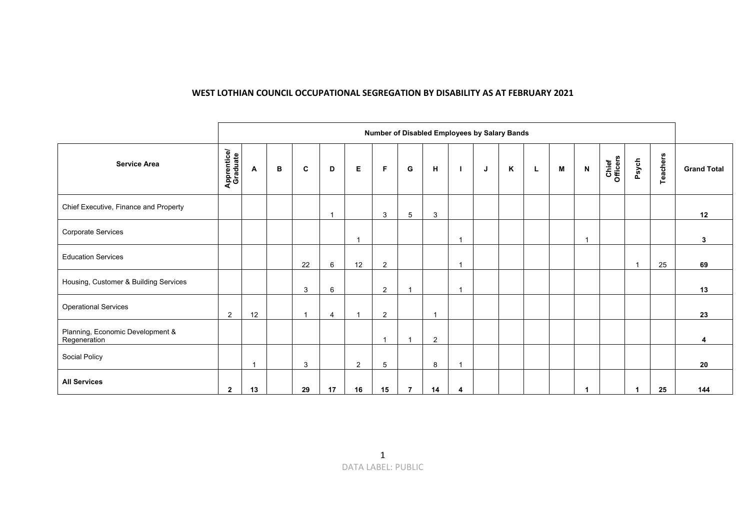**WEST LOTHIAN COUNCIL OCCUPATIONAL SEGREGATION BY DISABILITY AS AT FEBRUARY 2021**

| | Number of Disabled Employees by Salary Bands | | | | | | | | | | | | | | | | | | |
|---|---|---|---|---|---|---|---|---|---|---|---|---|---|---|---|---|---|---|---|
| **Service Area** | **Apprentice/ Graduate** | **A** | **B** | **C** | **D** | **E** | **F** | **G** | **H** | **I** | **J** | **K** | **L** | **M** | **N** | **Chief Officers** | **Psych** | **Teachers** | **Grand Total** |
| Chief Executive, Finance and Property | | | | | 1 | | 3 | 5 | 3 | | | | | | | | | | **12** |
| Corporate Services | | | | | | 1 | | | | 1 | | | | | 1 | | | | **3** |
| Education Services | | | | 22 | 6 | 12 | 2 | | | 1 | | | | | | | 1 | 25 | **69** |
| Housing, Customer & Building Services | | | | 3 | 6 | | 2 | 1 | | 1 | | | | | | | | | **13** |
| Operational Services | 2 | 12 | | 1 | 4 | 1 | 2 | | 1 | | | | | | | | | | **23** |
| Planning, Economic Development & Regeneration | | | | | | | 1 | 1 | 2 | | | | | | | | | | **4** |
| Social Policy | | 1 | | 3 | | 2 | 5 | | 8 | 1 | | | | | | | | | **20** |
| **All Services** | **2** | **13** | | **29** | **17** | **16** | **15** | **7** | **14** | **4** | | | | | **1** | | **1** | **25** | **144** |

DATA LABEL: PUBLIC